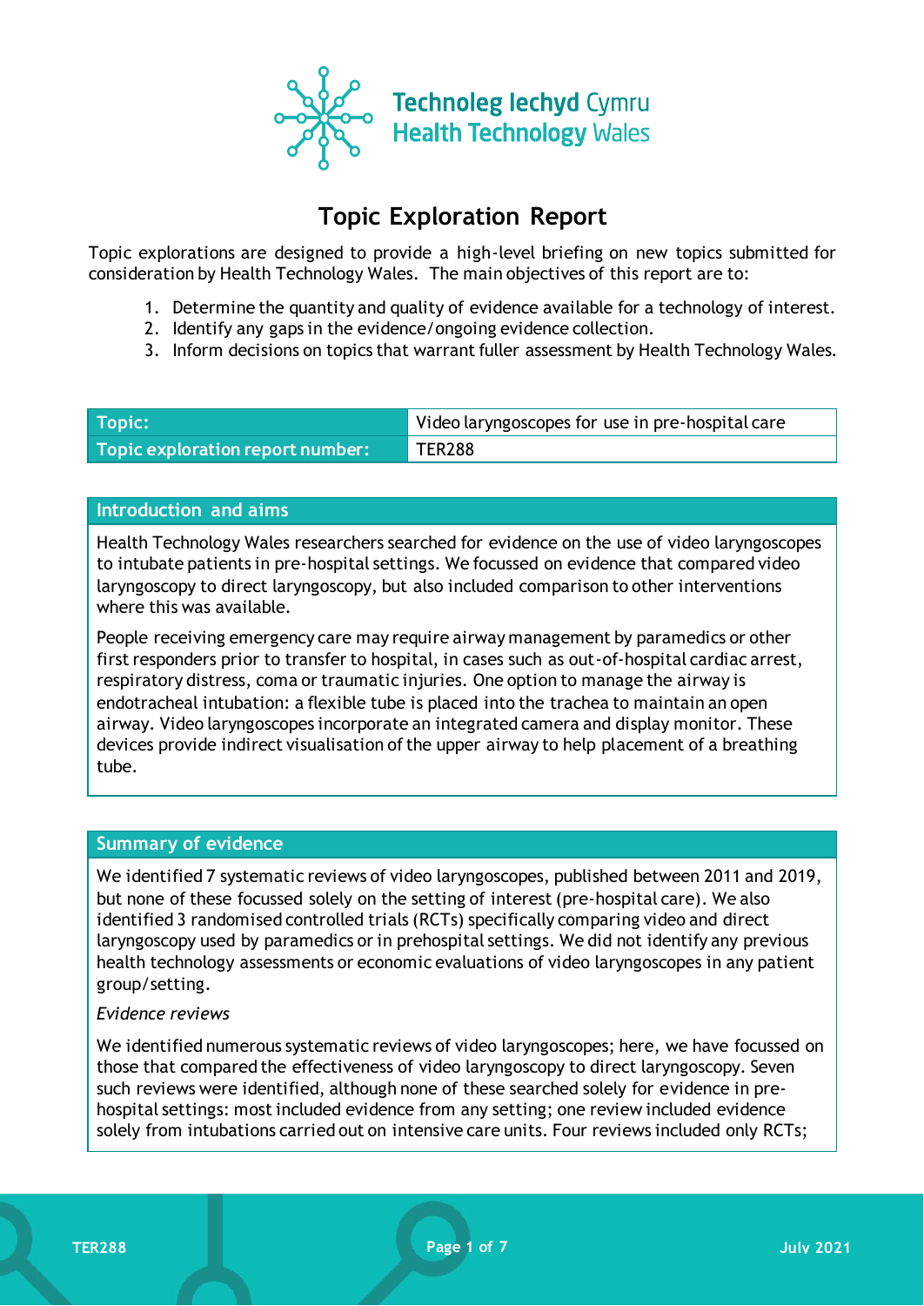Technoleg Iechyd Cymru
Health Technology Wales

# Topic Exploration Report

Topic explorations are designed to provide a high-level briefing on new topics submitted for consideration by Health Technology Wales. The main objectives of this report are to:

1. Determine the quantity and quality of evidence available for a technology of interest.
2. Identify any gaps in the evidence/ongoing evidence collection.
3. Inform decisions on topics that warrant fuller assessment by Health Technology Wales.

| Topic: | Video laryngoscopes for use in pre-hospital care |
|---|---|
| Topic exploration report number: | TER288 |

## Introduction and aims

Health Technology Wales researchers searched for evidence on the use of video laryngoscopes to intubate patients in pre-hospital settings. We focussed on evidence that compared video laryngoscopy to direct laryngoscopy, but also included comparison to other interventions where this was available.

People receiving emergency care may require airway management by paramedics or other first responders prior to transfer to hospital, in cases such as out-of-hospital cardiac arrest, respiratory distress, coma or traumatic injuries. One option to manage the airway is endotracheal intubation: a flexible tube is placed into the trachea to maintain an open airway. Video laryngoscopes incorporate an integrated camera and display monitor. These devices provide indirect visualisation of the upper airway to help placement of a breathing tube.

## Summary of evidence

We identified 7 systematic reviews of video laryngoscopes, published between 2011 and 2019, but none of these focussed solely on the setting of interest (pre-hospital care). We also identified 3 randomised controlled trials (RCTs) specifically comparing video and direct laryngoscopy used by paramedics or in prehospital settings. We did not identify any previous health technology assessments or economic evaluations of video laryngoscopes in any patient group/setting.

*Evidence reviews*

We identified numerous systematic reviews of video laryngoscopes; here, we have focussed on those that compared the effectiveness of video laryngoscopy to direct laryngoscopy. Seven such reviews were identified, although none of these searched solely for evidence in pre-hospital settings: most included evidence from any setting; one review included evidence solely from intubations carried out on intensive care units. Four reviews included only RCTs;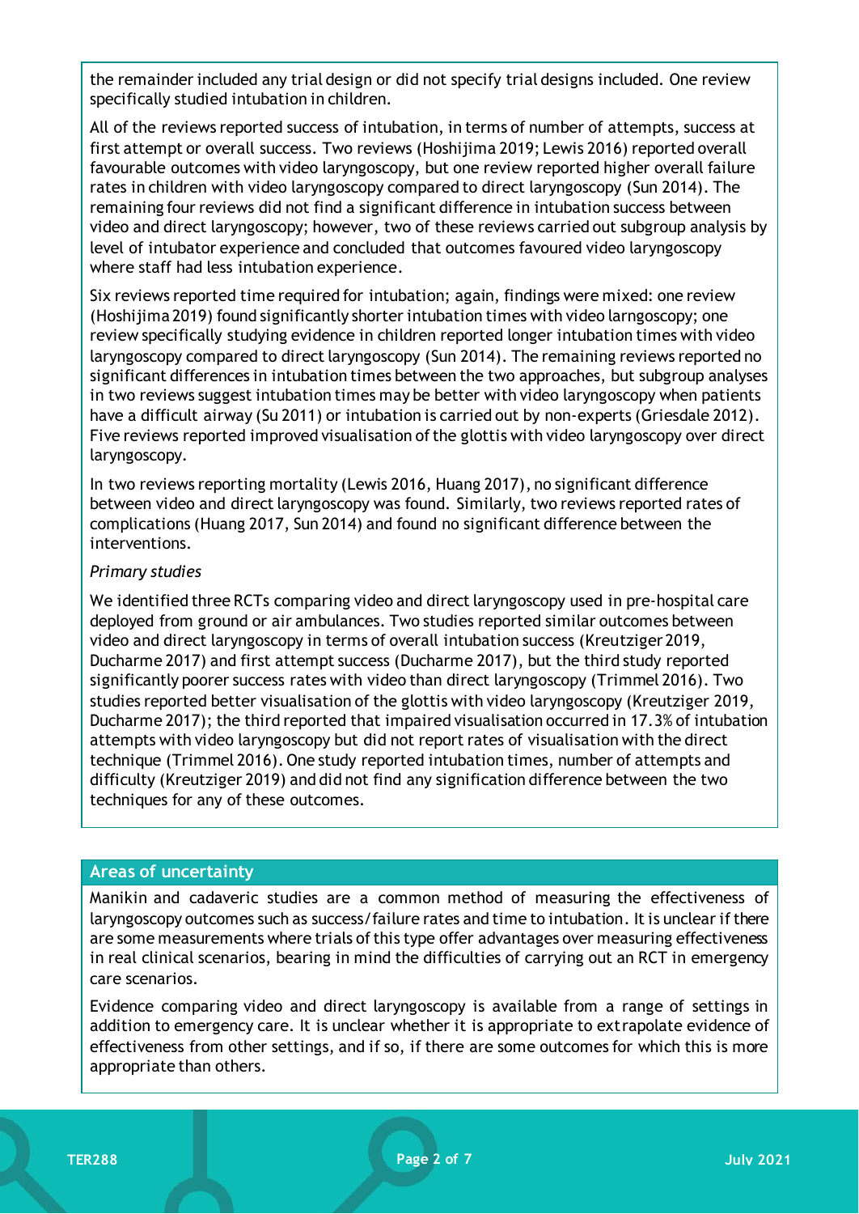the remainder included any trial design or did not specify trial designs included. One review specifically studied intubation in children.

All of the reviews reported success of intubation, in terms of number of attempts, success at first attempt or overall success. Two reviews (Hoshijima 2019; Lewis 2016) reported overall favourable outcomes with video laryngoscopy, but one review reported higher overall failure rates in children with video laryngoscopy compared to direct laryngoscopy (Sun 2014). The remaining four reviews did not find a significant difference in intubation success between video and direct laryngoscopy; however, two of these reviews carried out subgroup analysis by level of intubator experience and concluded that outcomes favoured video laryngoscopy where staff had less intubation experience.

Six reviews reported time required for intubation; again, findings were mixed: one review (Hoshijima 2019) found significantly shorter intubation times with video larngoscopy; one review specifically studying evidence in children reported longer intubation times with video laryngoscopy compared to direct laryngoscopy (Sun 2014). The remaining reviews reported no significant differences in intubation times between the two approaches, but subgroup analyses in two reviews suggest intubation times may be better with video laryngoscopy when patients have a difficult airway (Su 2011) or intubation is carried out by non-experts (Griesdale 2012). Five reviews reported improved visualisation of the glottis with video laryngoscopy over direct laryngoscopy.

In two reviews reporting mortality (Lewis 2016, Huang 2017), no significant difference between video and direct laryngoscopy was found. Similarly, two reviews reported rates of complications (Huang 2017, Sun 2014) and found no significant difference between the interventions.

*Primary studies*

We identified three RCTs comparing video and direct laryngoscopy used in pre-hospital care deployed from ground or air ambulances. Two studies reported similar outcomes between video and direct laryngoscopy in terms of overall intubation success (Kreutziger 2019, Ducharme 2017) and first attempt success (Ducharme 2017), but the third study reported significantly poorer success rates with video than direct laryngoscopy (Trimmel 2016). Two studies reported better visualisation of the glottis with video laryngoscopy (Kreutziger 2019, Ducharme 2017); the third reported that impaired visualisation occurred in 17.3% of intubation attempts with video laryngoscopy but did not report rates of visualisation with the direct technique (Trimmel 2016). One study reported intubation times, number of attempts and difficulty (Kreutziger 2019) and did not find any signification difference between the two techniques for any of these outcomes.

## Areas of uncertainty

Manikin and cadaveric studies are a common method of measuring the effectiveness of laryngoscopy outcomes such as success/failure rates and time to intubation. It is unclear if there are some measurements where trials of this type offer advantages over measuring effectiveness in real clinical scenarios, bearing in mind the difficulties of carrying out an RCT in emergency care scenarios.

Evidence comparing video and direct laryngoscopy is available from a range of settings in addition to emergency care. It is unclear whether it is appropriate to extrapolate evidence of effectiveness from other settings, and if so, if there are some outcomes for which this is more appropriate than others.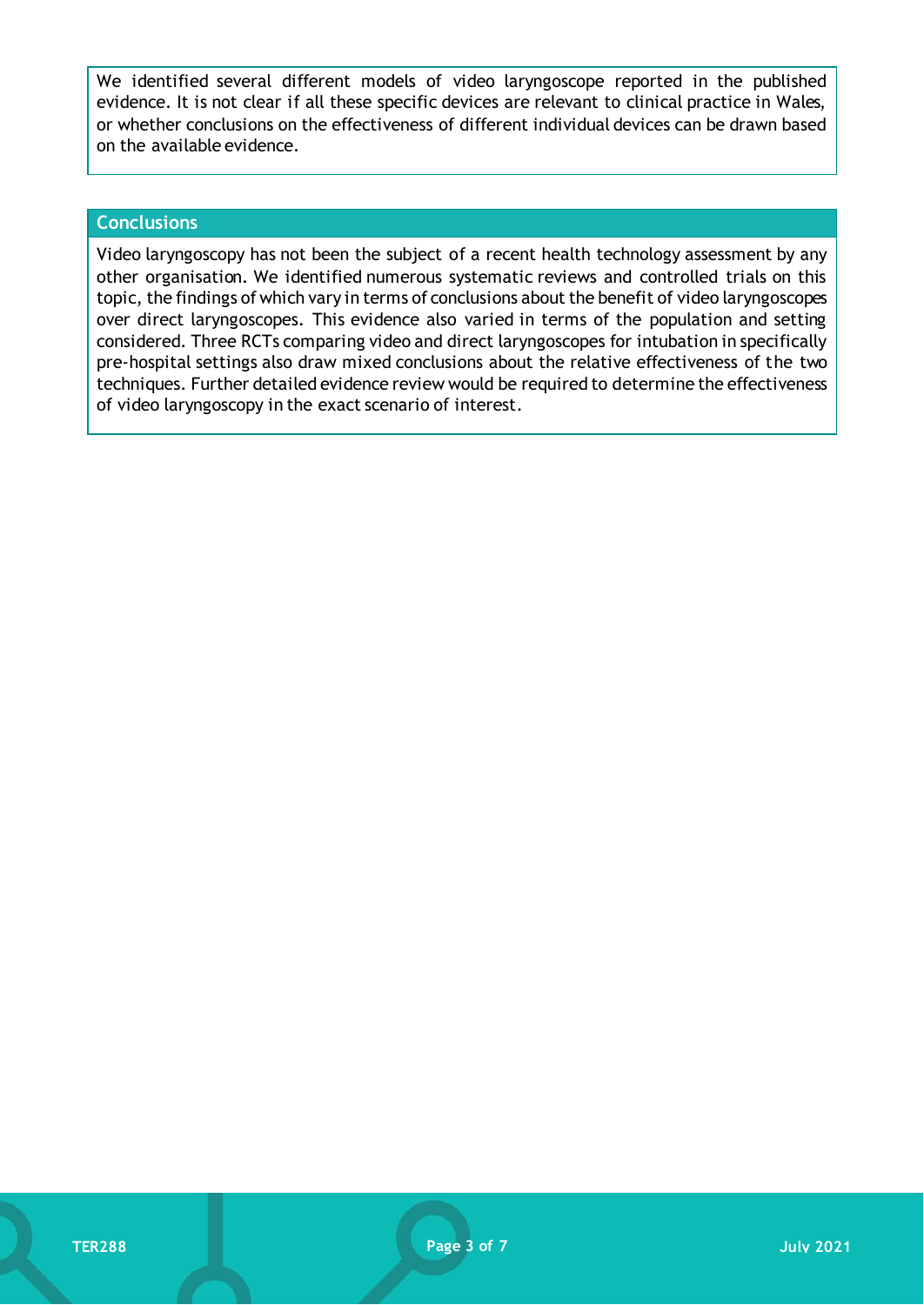We identified several different models of video laryngoscope reported in the published evidence. It is not clear if all these specific devices are relevant to clinical practice in Wales, or whether conclusions on the effectiveness of different individual devices can be drawn based on the available evidence.

## Conclusions

Video laryngoscopy has not been the subject of a recent health technology assessment by any other organisation. We identified numerous systematic reviews and controlled trials on this topic, the findings of which vary in terms of conclusions about the benefit of video laryngoscopes over direct laryngoscopes. This evidence also varied in terms of the population and setting considered. Three RCTs comparing video and direct laryngoscopes for intubation in specifically pre-hospital settings also draw mixed conclusions about the relative effectiveness of the two techniques. Further detailed evidence review would be required to determine the effectiveness of video laryngoscopy in the exact scenario of interest.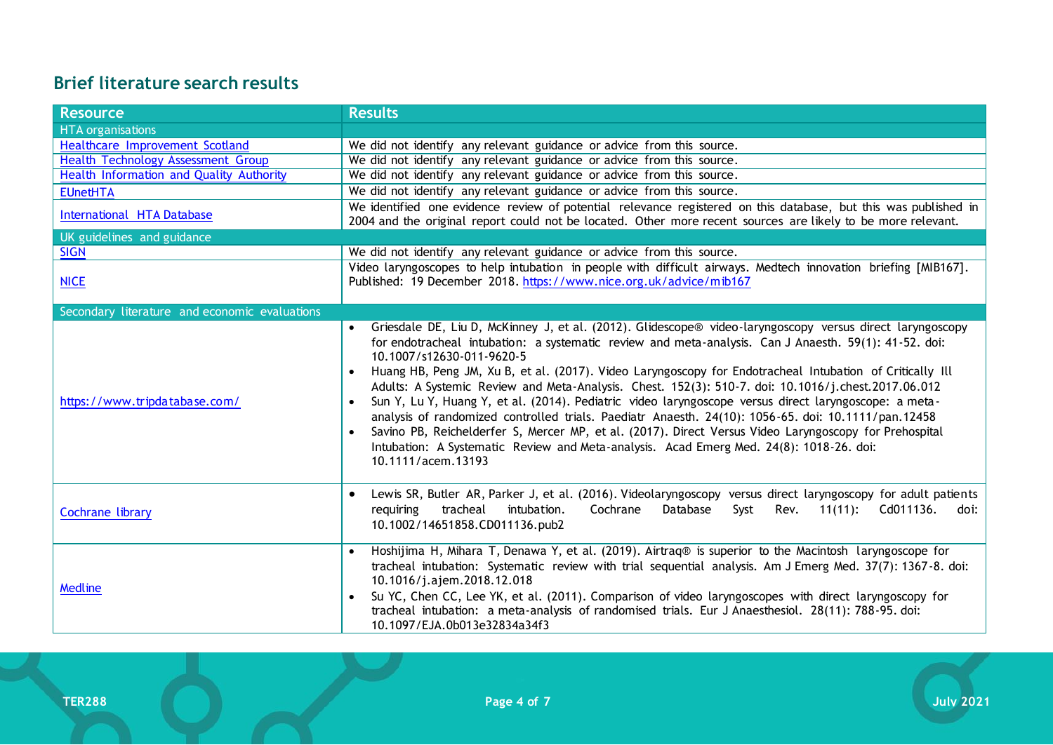## Brief literature search results

| Resource | Results |
|---|---|
| HTA organisations | |
| Healthcare Improvement Scotland | We did not identify any relevant guidance or advice from this source. |
| Health Technology Assessment Group | We did not identify any relevant guidance or advice from this source. |
| Health Information and Quality Authority | We did not identify any relevant guidance or advice from this source. |
| EUnetHTA | We did not identify any relevant guidance or advice from this source. |
| International HTA Database | We identified one evidence review of potential relevance registered on this database, but this was published in 2004 and the original report could not be located. Other more recent sources are likely to be more relevant. |
| UK guidelines and guidance | |
| SIGN | We did not identify any relevant guidance or advice from this source. |
| NICE | Video laryngoscopes to help intubation in people with difficult airways. Medtech innovation briefing [MIB167]. Published: 19 December 2018. https://www.nice.org.uk/advice/mib167 |
| Secondary literature and economic evaluations | |
| https://www.tripdatabase.com/ | • Griesdale DE, Liu D, McKinney J, et al. (2012). Glidescope® video-laryngoscopy versus direct laryngoscopy for endotracheal intubation: a systematic review and meta-analysis. Can J Anaesth. 59(1): 41-52. doi: 10.1007/s12630-011-9620-5<br>• Huang HB, Peng JM, Xu B, et al. (2017). Video Laryngoscopy for Endotracheal Intubation of Critically Ill Adults: A Systemic Review and Meta-Analysis. Chest. 152(3): 510-7. doi: 10.1016/j.chest.2017.06.012<br>• Sun Y, Lu Y, Huang Y, et al. (2014). Pediatric video laryngoscope versus direct laryngoscope: a meta-analysis of randomized controlled trials. Paediatr Anaesth. 24(10): 1056-65. doi: 10.1111/pan.12458<br>• Savino PB, Reichelderfer S, Mercer MP, et al. (2017). Direct Versus Video Laryngoscopy for Prehospital Intubation: A Systematic Review and Meta-analysis. Acad Emerg Med. 24(8): 1018-26. doi: 10.1111/acem.13193 |
| Cochrane library | • Lewis SR, Butler AR, Parker J, et al. (2016). Videolaryngoscopy versus direct laryngoscopy for adult patients requiring tracheal intubation. Cochrane Database Syst Rev. 11(11): Cd011136. doi: 10.1002/14651858.CD011136.pub2 |
| Medline | • Hoshijima H, Mihara T, Denawa Y, et al. (2019). Airtraq® is superior to the Macintosh laryngoscope for tracheal intubation: Systematic review with trial sequential analysis. Am J Emerg Med. 37(7): 1367-8. doi: 10.1016/j.ajem.2018.12.018<br>• Su YC, Chen CC, Lee YK, et al. (2011). Comparison of video laryngoscopes with direct laryngoscopy for tracheal intubation: a meta-analysis of randomised trials. Eur J Anaesthesiol. 28(11): 788-95. doi: 10.1097/EJA.0b013e32834a34f3 |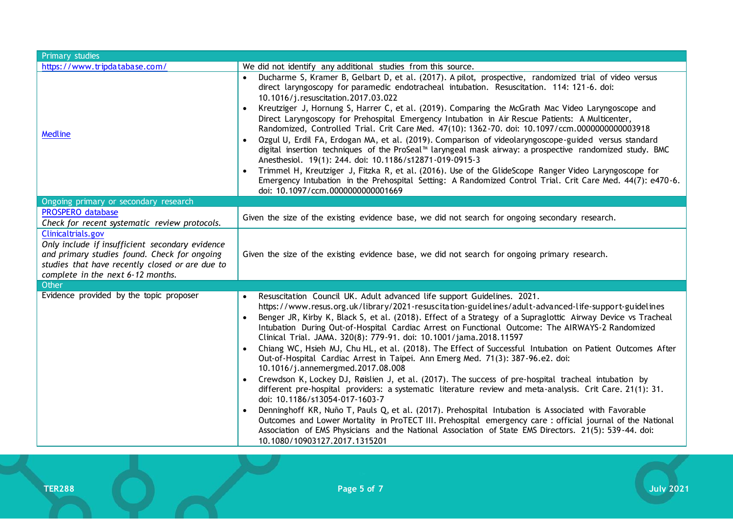| Primary studies | |
|---|---|
| https://www.tripdatabase.com/ | We did not identify any additional studies from this source. |
| Medline | • Ducharme S, Kramer B, Gelbart D, et al. (2017). A pilot, prospective, randomized trial of video versus direct laryngoscopy for paramedic endotracheal intubation. Resuscitation. 114: 121-6. doi: 10.1016/j.resuscitation.2017.03.022<br>• Kreutziger J, Hornung S, Harrer C, et al. (2019). Comparing the McGrath Mac Video Laryngoscope and Direct Laryngoscopy for Prehospital Emergency Intubation in Air Rescue Patients: A Multicenter, Randomized, Controlled Trial. Crit Care Med. 47(10): 1362-70. doi: 10.1097/ccm.0000000000003918<br>• Ozgul U, Erdil FA, Erdogan MA, et al. (2019). Comparison of videolaryngoscope-guided versus standard digital insertion techniques of the ProSeal™ laryngeal mask airway: a prospective randomized study. BMC Anesthesiol. 19(1): 244. doi: 10.1186/s12871-019-0915-3<br>• Trimmel H, Kreutziger J, Fitzka R, et al. (2016). Use of the GlideScope Ranger Video Laryngoscope for Emergency Intubation in the Prehospital Setting: A Randomized Control Trial. Crit Care Med. 44(7): e470-6. doi: 10.1097/ccm.0000000000001669 |
| **Ongoing primary or secondary research** | |
| PROSPERO database<br>*Check for recent systematic review protocols.* | Given the size of the existing evidence base, we did not search for ongoing secondary research. |
| Clinicaltrials.gov<br>*Only include if insufficient secondary evidence and primary studies found. Check for ongoing studies that have recently closed or are due to complete in the next 6-12 months.* | Given the size of the existing evidence base, we did not search for ongoing primary research. |
| **Other** | |
| Evidence provided by the topic proposer | • Resuscitation Council UK. Adult advanced life support Guidelines. 2021. https://www.resus.org.uk/library/2021-resuscitation-guidelines/adult-advanced-life-support-guidelines<br>• Benger JR, Kirby K, Black S, et al. (2018). Effect of a Strategy of a Supraglottic Airway Device vs Tracheal Intubation During Out-of-Hospital Cardiac Arrest on Functional Outcome: The AIRWAYS-2 Randomized Clinical Trial. JAMA. 320(8): 779-91. doi: 10.1001/jama.2018.11597<br>• Chiang WC, Hsieh MJ, Chu HL, et al. (2018). The Effect of Successful Intubation on Patient Outcomes After Out-of-Hospital Cardiac Arrest in Taipei. Ann Emerg Med. 71(3): 387-96.e2. doi: 10.1016/j.annemergmed.2017.08.008<br>• Crewdson K, Lockey DJ, Røislien J, et al. (2017). The success of pre-hospital tracheal intubation by different pre-hospital providers: a systematic literature review and meta-analysis. Crit Care. 21(1): 31. doi: 10.1186/s13054-017-1603-7<br>• Denninghoff KR, Nuño T, Pauls Q, et al. (2017). Prehospital Intubation is Associated with Favorable Outcomes and Lower Mortality in ProTECT III. Prehospital emergency care : official journal of the National Association of EMS Physicians and the National Association of State EMS Directors. 21(5): 539-44. doi: 10.1080/10903127.2017.1315201 |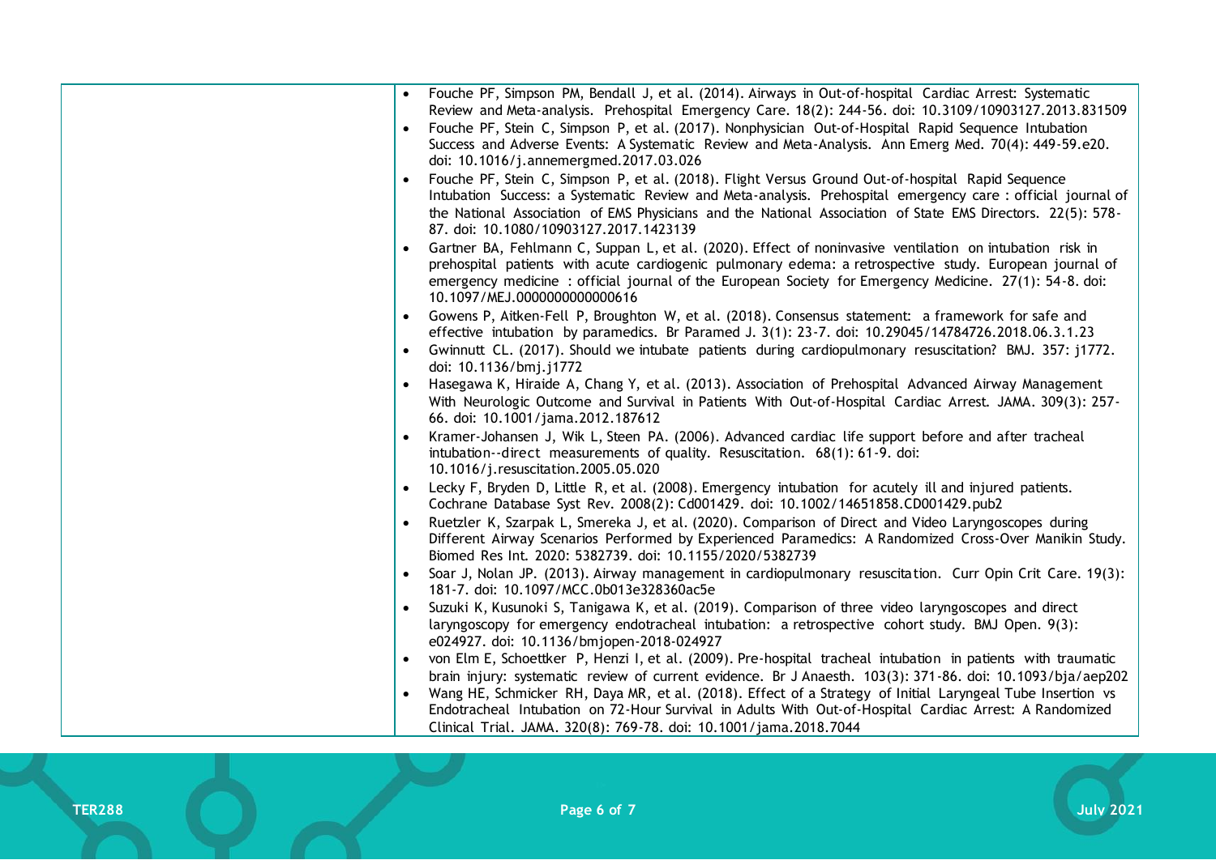- Fouche PF, Simpson PM, Bendall J, et al. (2014). Airways in Out-of-hospital Cardiac Arrest: Systematic Review and Meta-analysis. Prehospital Emergency Care. 18(2): 244-56. doi: 10.3109/10903127.2013.831509
- Fouche PF, Stein C, Simpson P, et al. (2017). Nonphysician Out-of-Hospital Rapid Sequence Intubation Success and Adverse Events: A Systematic Review and Meta-Analysis. Ann Emerg Med. 70(4): 449-59.e20. doi: 10.1016/j.annemergmed.2017.03.026
- Fouche PF, Stein C, Simpson P, et al. (2018). Flight Versus Ground Out-of-hospital Rapid Sequence Intubation Success: a Systematic Review and Meta-analysis. Prehospital emergency care : official journal of the National Association of EMS Physicians and the National Association of State EMS Directors. 22(5): 578-87. doi: 10.1080/10903127.2017.1423139
- Gartner BA, Fehlmann C, Suppan L, et al. (2020). Effect of noninvasive ventilation on intubation risk in prehospital patients with acute cardiogenic pulmonary edema: a retrospective study. European journal of emergency medicine : official journal of the European Society for Emergency Medicine. 27(1): 54-8. doi: 10.1097/MEJ.0000000000000616
- Gowens P, Aitken-Fell P, Broughton W, et al. (2018). Consensus statement: a framework for safe and effective intubation by paramedics. Br Paramed J. 3(1): 23-7. doi: 10.29045/14784726.2018.06.3.1.23
- Gwinnutt CL. (2017). Should we intubate patients during cardiopulmonary resuscitation? BMJ. 357: j1772. doi: 10.1136/bmj.j1772
- Hasegawa K, Hiraide A, Chang Y, et al. (2013). Association of Prehospital Advanced Airway Management With Neurologic Outcome and Survival in Patients With Out-of-Hospital Cardiac Arrest. JAMA. 309(3): 257-66. doi: 10.1001/jama.2012.187612
- Kramer-Johansen J, Wik L, Steen PA. (2006). Advanced cardiac life support before and after tracheal intubation--direct measurements of quality. Resuscitation. 68(1): 61-9. doi: 10.1016/j.resuscitation.2005.05.020
- Lecky F, Bryden D, Little R, et al. (2008). Emergency intubation for acutely ill and injured patients. Cochrane Database Syst Rev. 2008(2): Cd001429. doi: 10.1002/14651858.CD001429.pub2
- Ruetzler K, Szarpak L, Smereka J, et al. (2020). Comparison of Direct and Video Laryngoscopes during Different Airway Scenarios Performed by Experienced Paramedics: A Randomized Cross-Over Manikin Study. Biomed Res Int. 2020: 5382739. doi: 10.1155/2020/5382739
- Soar J, Nolan JP. (2013). Airway management in cardiopulmonary resuscitation. Curr Opin Crit Care. 19(3): 181-7. doi: 10.1097/MCC.0b013e328360ac5e
- Suzuki K, Kusunoki S, Tanigawa K, et al. (2019). Comparison of three video laryngoscopes and direct laryngoscopy for emergency endotracheal intubation: a retrospective cohort study. BMJ Open. 9(3): e024927. doi: 10.1136/bmjopen-2018-024927
- von Elm E, Schoettker P, Henzi I, et al. (2009). Pre-hospital tracheal intubation in patients with traumatic brain injury: systematic review of current evidence. Br J Anaesth. 103(3): 371-86. doi: 10.1093/bja/aep202
- Wang HE, Schmicker RH, Daya MR, et al. (2018). Effect of a Strategy of Initial Laryngeal Tube Insertion vs Endotracheal Intubation on 72-Hour Survival in Adults With Out-of-Hospital Cardiac Arrest: A Randomized Clinical Trial. JAMA. 320(8): 769-78. doi: 10.1001/jama.2018.7044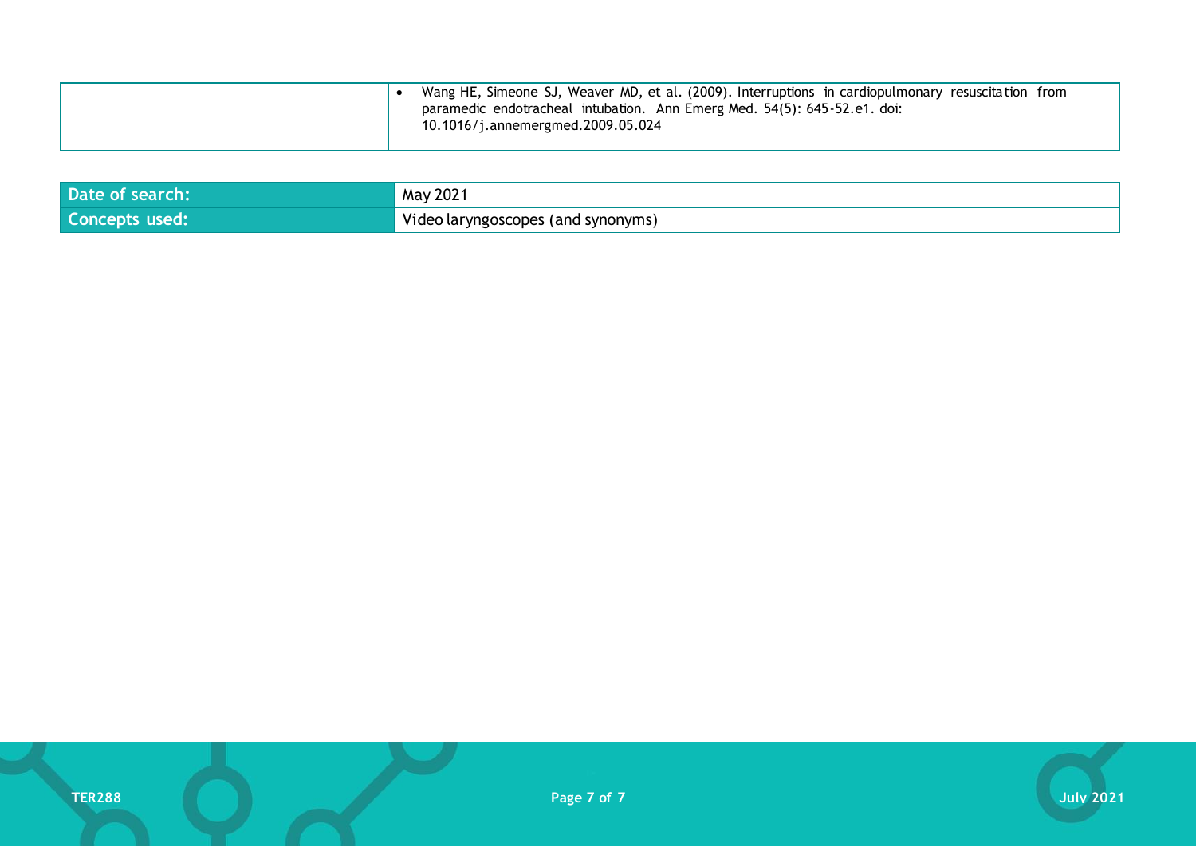| | |
|---|---|
| | • Wang HE, Simeone SJ, Weaver MD, et al. (2009). Interruptions in cardiopulmonary resuscitation from paramedic endotracheal intubation. Ann Emerg Med. 54(5): 645-52.e1. doi: 10.1016/j.annemergmed.2009.05.024 |

| | |
|---|---|
| **Date of search:** | May 2021 |
| **Concepts used:** | Video laryngoscopes (and synonyms) |